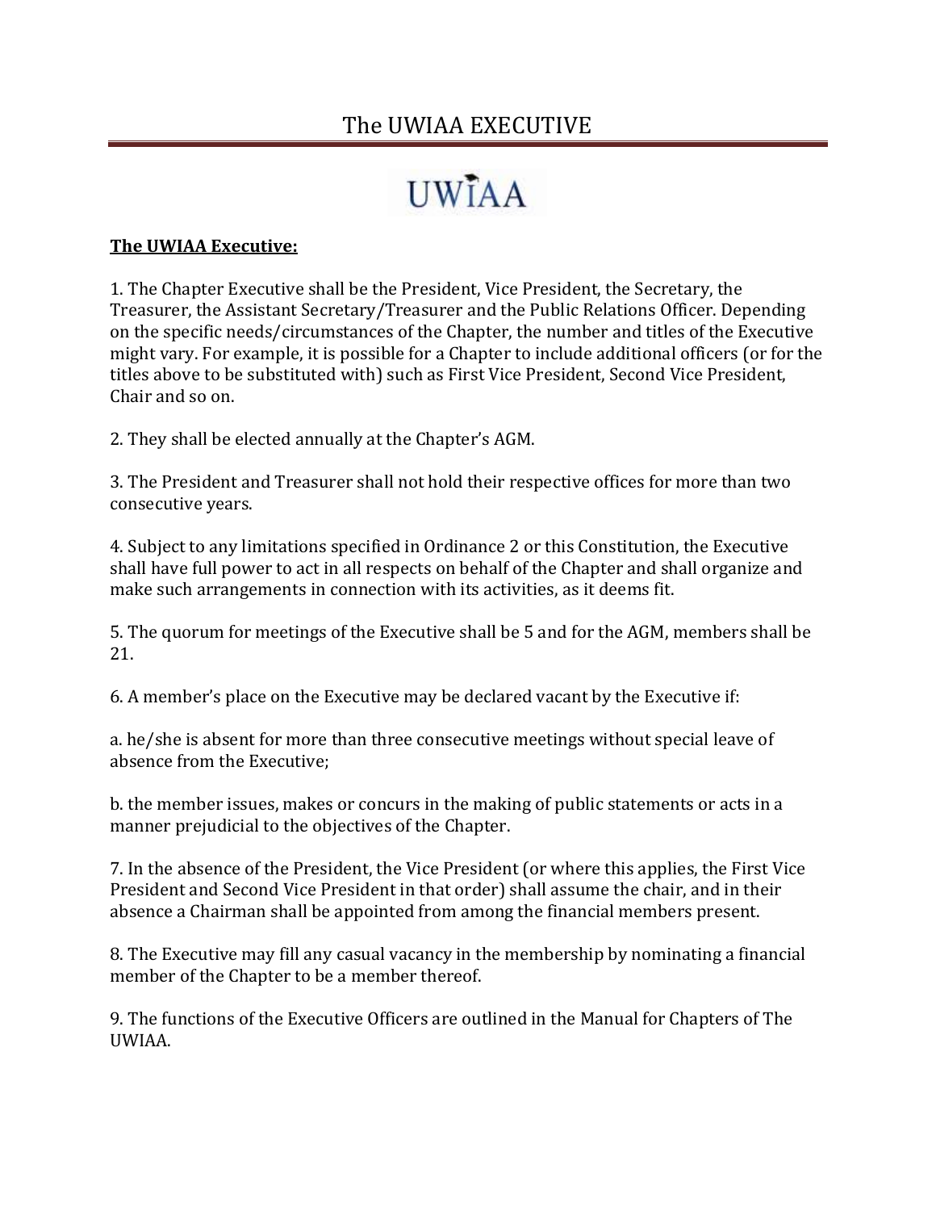# The UWIAA EXECUTIVE

UWIAA

**The UWIAA Executive:**

1. The Chapter Executive shall be the President, Vice President, the Secretary, the Treasurer, the Assistant Secretary/Treasurer and the Public Relations Officer. Depending on the specific needs/circumstances of the Chapter, the number and titles of the Executive might vary. For example, it is possible for a Chapter to include additional officers (or for the titles above to be substituted with) such as First Vice President, Second Vice President, Chair and so on.

2. They shall be elected annually at the Chapter's AGM.

3. The President and Treasurer shall not hold their respective offices for more than two consecutive years.

4. Subject to any limitations specified in Ordinance 2 or this Constitution, the Executive shall have full power to act in all respects on behalf of the Chapter and shall organize and make such arrangements in connection with its activities, as it deems fit.

5. The quorum for meetings of the Executive shall be 5 and for the AGM, members shall be 21.

6. A member's place on the Executive may be declared vacant by the Executive if:

a. he/she is absent for more than three consecutive meetings without special leave of absence from the Executive;

b. the member issues, makes or concurs in the making of public statements or acts in a manner prejudicial to the objectives of the Chapter.

7. In the absence of the President, the Vice President (or where this applies, the First Vice President and Second Vice President in that order) shall assume the chair, and in their absence a Chairman shall be appointed from among the financial members present.

8. The Executive may fill any casual vacancy in the membership by nominating a financial member of the Chapter to be a member thereof.

9. The functions of the Executive Officers are outlined in the Manual for Chapters of The UWIAA.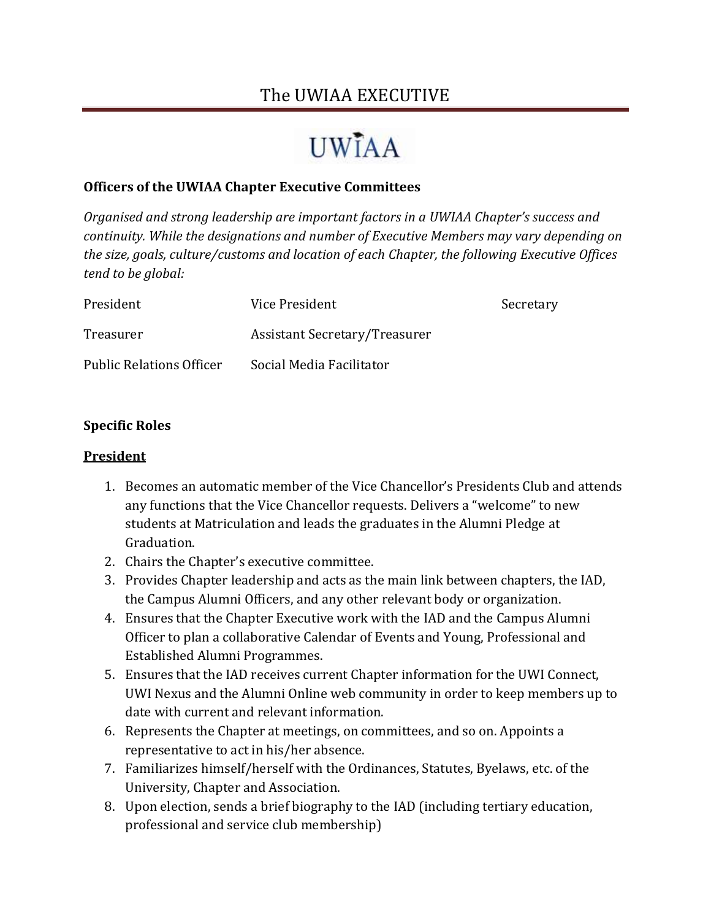# The UWIAA EXECUTIVE

**Officers of the UWIAA Chapter Executive Committees**

*Organised and strong leadership are important factors in a UWIAA Chapter's success and continuity. While the designations and number of Executive Members may vary depending on the size, goals, culture/customs and location of each Chapter, the following Executive Offices tend to be global:*

| | | |
|---|---|---|
| President | Vice President | Secretary |
| Treasurer | Assistant Secretary/Treasurer | |
| Public Relations Officer | Social Media Facilitator | |

**Specific Roles**

**President**

1. Becomes an automatic member of the Vice Chancellor's Presidents Club and attends any functions that the Vice Chancellor requests. Delivers a "welcome" to new students at Matriculation and leads the graduates in the Alumni Pledge at Graduation.
2. Chairs the Chapter's executive committee.
3. Provides Chapter leadership and acts as the main link between chapters, the IAD, the Campus Alumni Officers, and any other relevant body or organization.
4. Ensures that the Chapter Executive work with the IAD and the Campus Alumni Officer to plan a collaborative Calendar of Events and Young, Professional and Established Alumni Programmes.
5. Ensures that the IAD receives current Chapter information for the UWI Connect, UWI Nexus and the Alumni Online web community in order to keep members up to date with current and relevant information.
6. Represents the Chapter at meetings, on committees, and so on. Appoints a representative to act in his/her absence.
7. Familiarizes himself/herself with the Ordinances, Statutes, Byelaws, etc. of the University, Chapter and Association.
8. Upon election, sends a brief biography to the IAD (including tertiary education, professional and service club membership)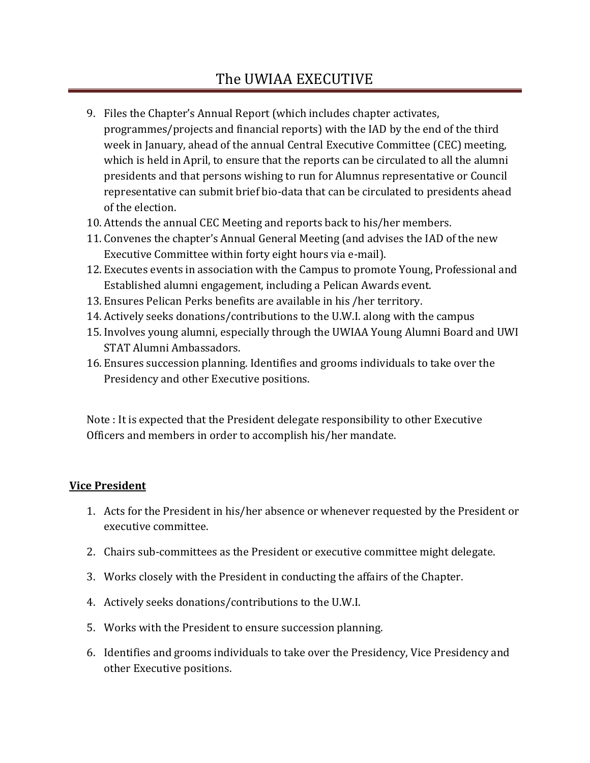# The UWIAA EXECUTIVE

9. Files the Chapter's Annual Report (which includes chapter activates, programmes/projects and financial reports) with the IAD by the end of the third week in January, ahead of the annual Central Executive Committee (CEC) meeting, which is held in April, to ensure that the reports can be circulated to all the alumni presidents and that persons wishing to run for Alumnus representative or Council representative can submit brief bio-data that can be circulated to presidents ahead of the election.
10. Attends the annual CEC Meeting and reports back to his/her members.
11. Convenes the chapter's Annual General Meeting (and advises the IAD of the new Executive Committee within forty eight hours via e-mail).
12. Executes events in association with the Campus to promote Young, Professional and Established alumni engagement, including a Pelican Awards event.
13. Ensures Pelican Perks benefits are available in his /her territory.
14. Actively seeks donations/contributions to the U.W.I. along with the campus
15. Involves young alumni, especially through the UWIAA Young Alumni Board and UWI STAT Alumni Ambassadors.
16. Ensures succession planning. Identifies and grooms individuals to take over the Presidency and other Executive positions.

Note : It is expected that the President delegate responsibility to other Executive Officers and members in order to accomplish his/her mandate.

**Vice President**

1. Acts for the President in his/her absence or whenever requested by the President or executive committee.
2. Chairs sub-committees as the President or executive committee might delegate.
3. Works closely with the President in conducting the affairs of the Chapter.
4. Actively seeks donations/contributions to the U.W.I.
5. Works with the President to ensure succession planning.
6. Identifies and grooms individuals to take over the Presidency, Vice Presidency and other Executive positions.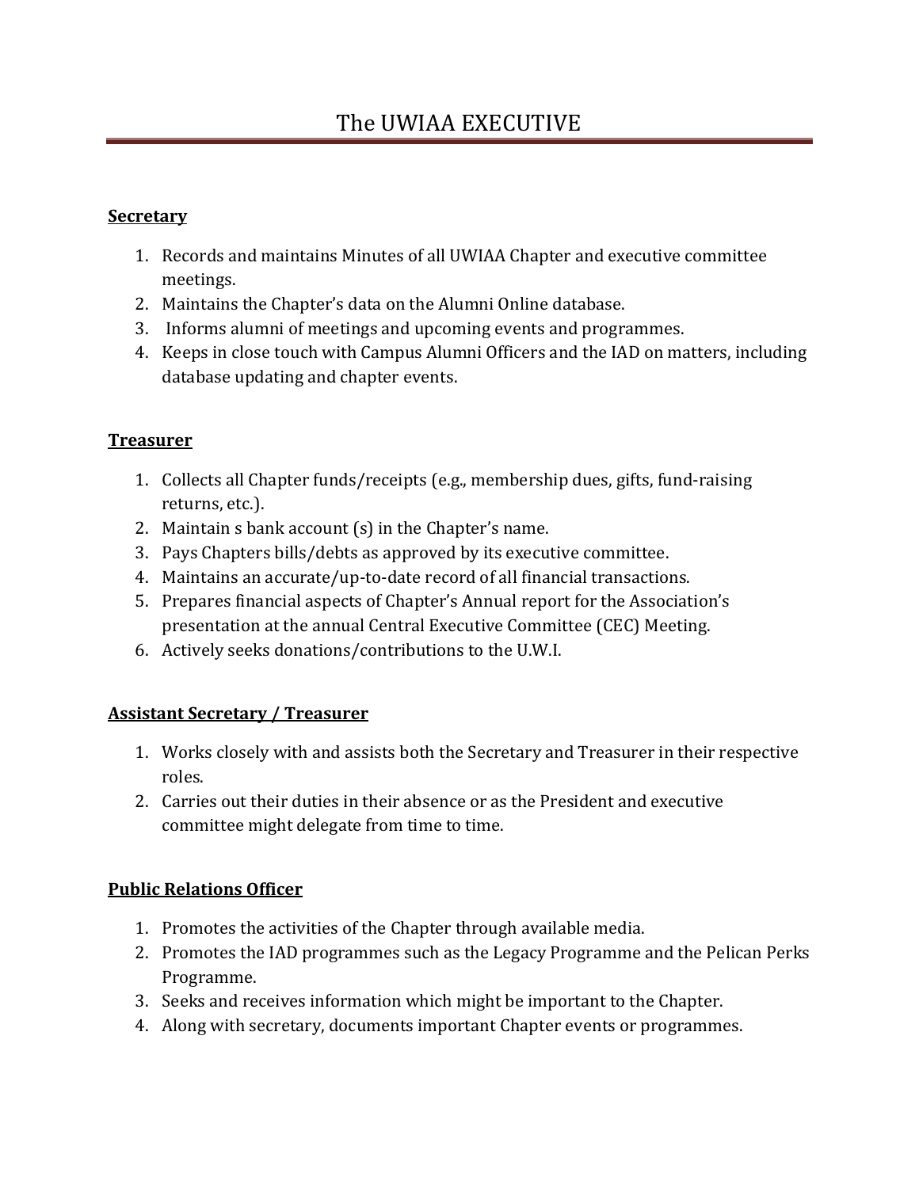# The UWIAA EXECUTIVE

**Secretary**

1. Records and maintains Minutes of all UWIAA Chapter and executive committee meetings.
2. Maintains the Chapter's data on the Alumni Online database.
3. Informs alumni of meetings and upcoming events and programmes.
4. Keeps in close touch with Campus Alumni Officers and the IAD on matters, including database updating and chapter events.

**Treasurer**

1. Collects all Chapter funds/receipts (e.g., membership dues, gifts, fund-raising returns, etc.).
2. Maintain s bank account (s) in the Chapter's name.
3. Pays Chapters bills/debts as approved by its executive committee.
4. Maintains an accurate/up-to-date record of all financial transactions.
5. Prepares financial aspects of Chapter's Annual report for the Association's presentation at the annual Central Executive Committee (CEC) Meeting.
6. Actively seeks donations/contributions to the U.W.I.

**Assistant Secretary / Treasurer**

1. Works closely with and assists both the Secretary and Treasurer in their respective roles.
2. Carries out their duties in their absence or as the President and executive committee might delegate from time to time.

**Public Relations Officer**

1. Promotes the activities of the Chapter through available media.
2. Promotes the IAD programmes such as the Legacy Programme and the Pelican Perks Programme.
3. Seeks and receives information which might be important to the Chapter.
4. Along with secretary, documents important Chapter events or programmes.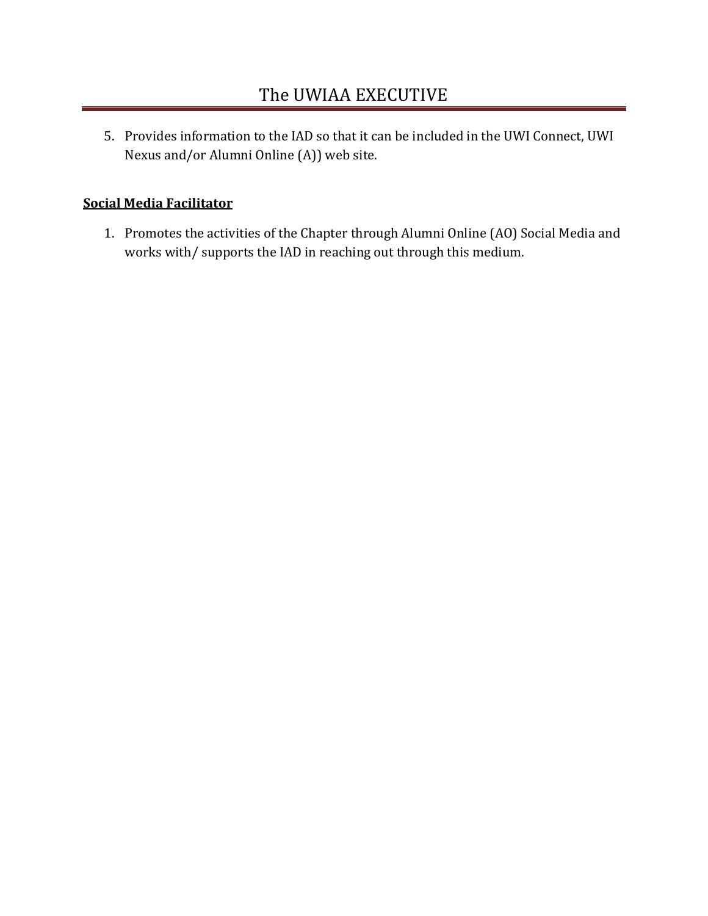5. Provides information to the IAD so that it can be included in the UWI Connect, UWI Nexus and/or Alumni Online (A)) web site.

**Social Media Facilitator**

1. Promotes the activities of the Chapter through Alumni Online (AO) Social Media and works with/ supports the IAD in reaching out through this medium.